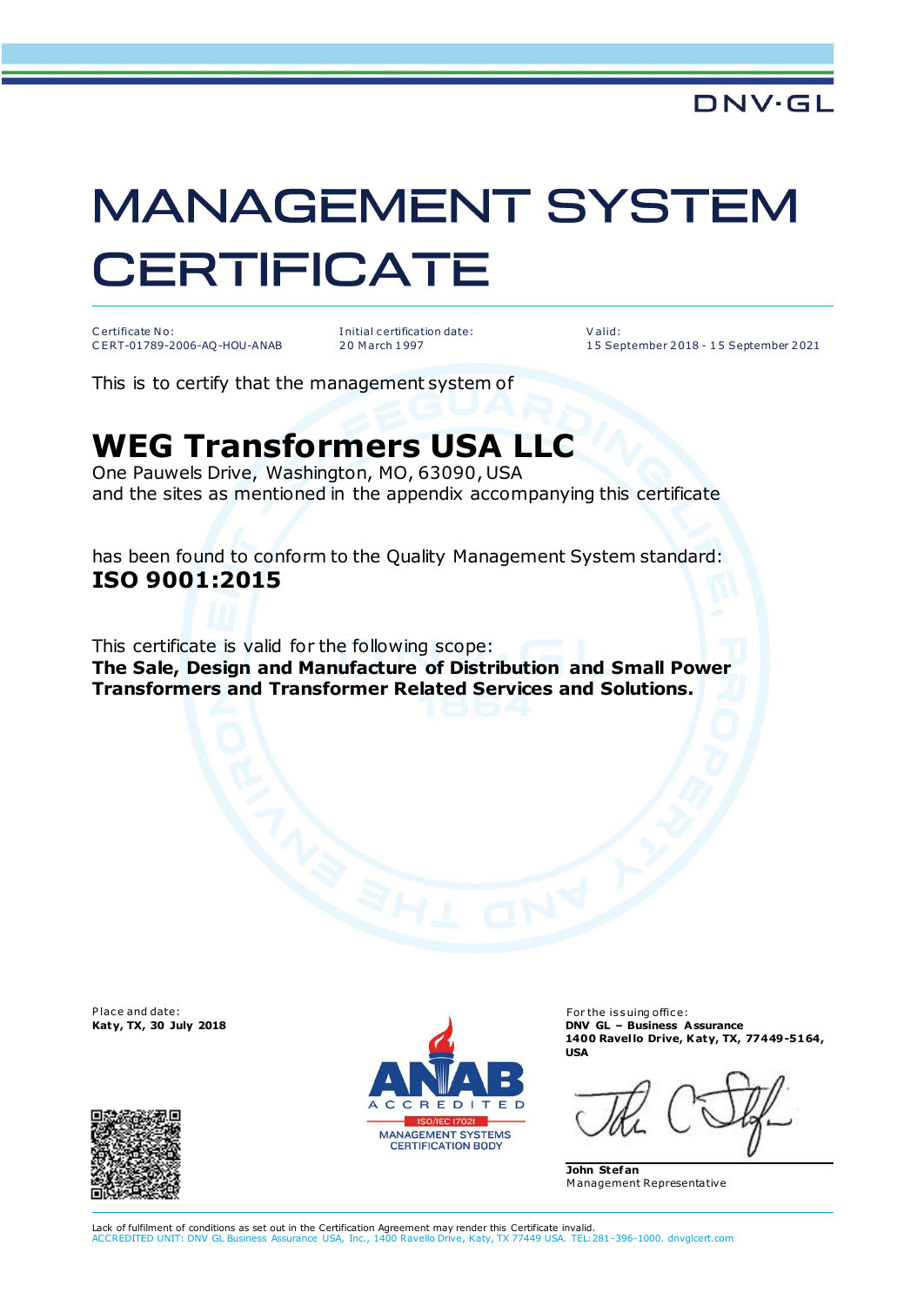DNV·GL

# MANAGEMENT SYSTEM CERTIFICATE

| Certificate No: | Initial certification date: | Valid: |
|---|---|---|
| CERT-01789-2006-AQ-HOU-ANAB | 20 March 1997 | 15 September 2018 - 15 September 2021 |

This is to certify that the management system of

## WEG Transformers USA LLC

One Pauwels Drive, Washington, MO, 63090, USA
and the sites as mentioned in the appendix accompanying this certificate

has been found to conform to the Quality Management System standard:
**ISO 9001:2015**

This certificate is valid for the following scope:
**The Sale, Design and Manufacture of Distribution and Small Power Transformers and Transformer Related Services and Solutions.**

Place and date:
**Katy, TX, 30 July 2018**

ANAB ACCREDITED
ISO/IEC 17021
MANAGEMENT SYSTEMS CERTIFICATION BODY

For the issuing office:
**DNV GL – Business Assurance**
**1400 Ravello Drive, Katy, TX, 77449-5164, USA**

**John Stefan**
Management Representative

Lack of fulfilment of conditions as set out in the Certification Agreement may render this Certificate invalid.
ACCREDITED UNIT: DNV GL Business Assurance USA, Inc., 1400 Ravello Drive, Katy, TX 77449 USA. TEL: 281-396-1000. dnvglcert.com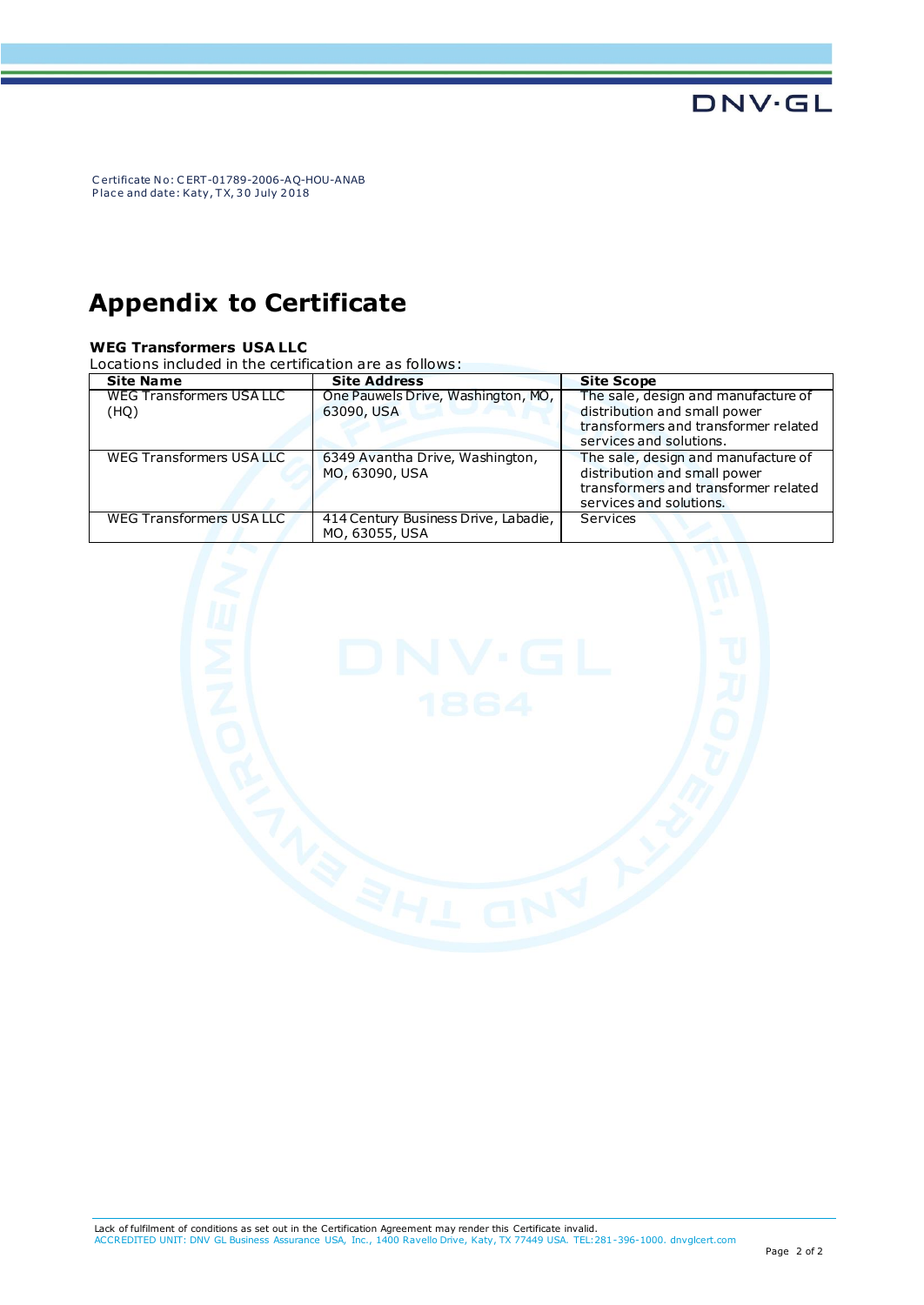Certificate No: CERT-01789-2006-AQ-HOU-ANAB
Place and date: Katy, TX, 30 July 2018

# Appendix to Certificate

**WEG Transformers USA LLC**

Locations included in the certification are as follows:

| Site Name | Site Address | Site Scope |
|---|---|---|
| WEG Transformers USA LLC (HQ) | One Pauwels Drive, Washington, MO, 63090, USA | The sale, design and manufacture of distribution and small power transformers and transformer related services and solutions. |
| WEG Transformers USA LLC | 6349 Avantha Drive, Washington, MO, 63090, USA | The sale, design and manufacture of distribution and small power transformers and transformer related services and solutions. |
| WEG Transformers USA LLC | 414 Century Business Drive, Labadie, MO, 63055, USA | Services |

Lack of fulfilment of conditions as set out in the Certification Agreement may render this Certificate invalid.
ACCREDITED UNIT: DNV GL Business Assurance USA, Inc., 1400 Ravello Drive, Katy, TX 77449 USA. TEL:281-396-1000. dnvglcert.com